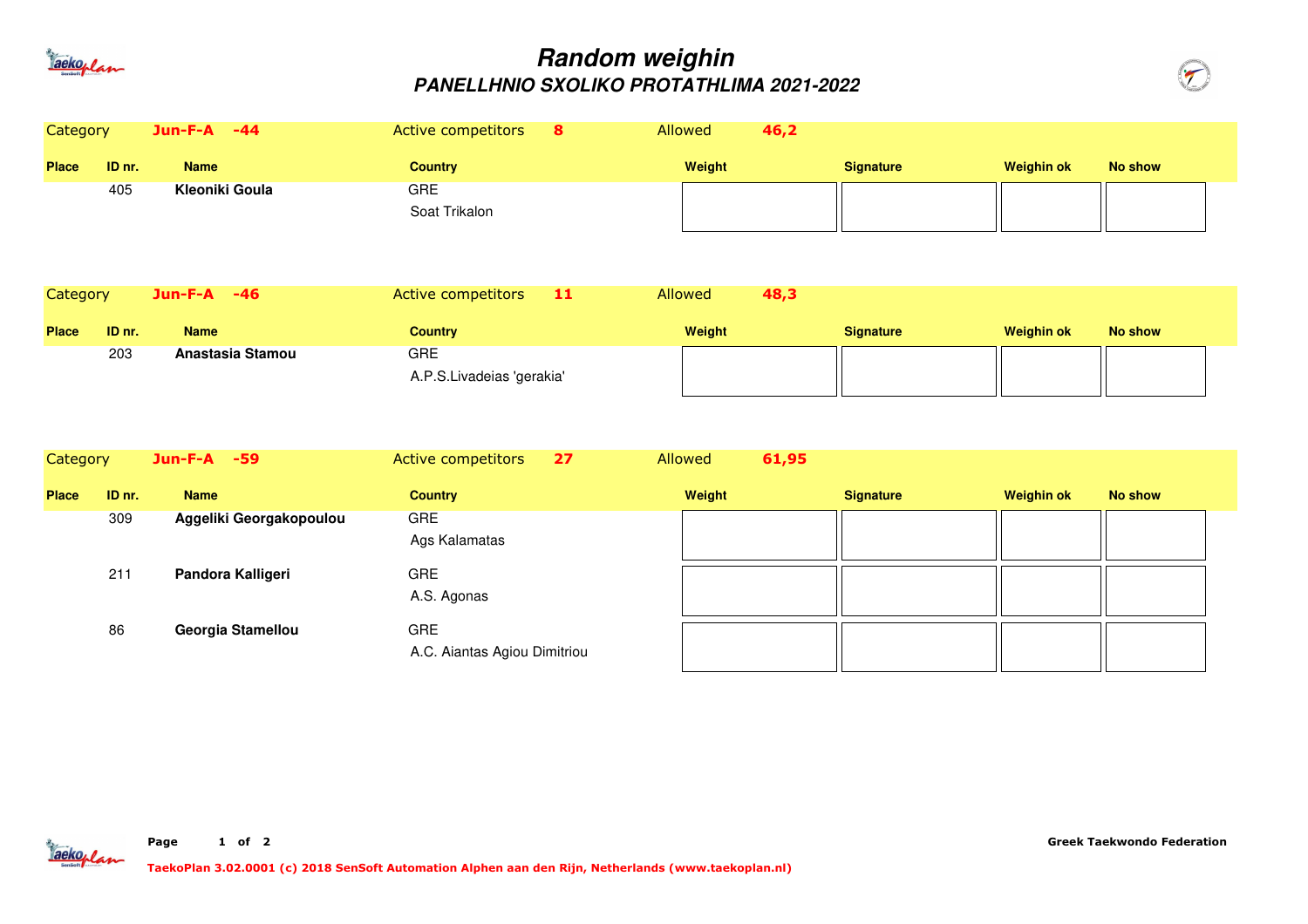# Random weighin

## PANELLHNIO SXOLIKO PROTATHLIMA 2021-2022

**Category** Jun-F-A -44 | **Active competitors** 8 | **Allowed** 46,2

| Place | ID nr. | Name | Country | Weight | Signature | Weighin ok | No show |
|---|---|---|---|---|---|---|---|
| | 405 | **Kleoniki Goula** | GRE<br>Soat Trikalon | | | | |

**Category** Jun-F-A -46 | **Active competitors** 11 | **Allowed** 48,3

| Place | ID nr. | Name | Country | Weight | Signature | Weighin ok | No show |
|---|---|---|---|---|---|---|---|
| | 203 | **Anastasia Stamou** | GRE<br>A.P.S.Livadeias 'gerakia' | | | | |

**Category** Jun-F-A -59 | **Active competitors** 27 | **Allowed** 61,95

| Place | ID nr. | Name | Country | Weight | Signature | Weighin ok | No show |
|---|---|---|---|---|---|---|---|
| | 309 | **Aggeliki Georgakopoulou** | GRE<br>Ags Kalamatas | | | | |
| | 211 | **Pandora Kalligeri** | GRE<br>A.S. Agonas | | | | |
| | 86 | **Georgia Stamellou** | GRE<br>A.C. Aiantas Agiou Dimitriou | | | | |

Greek Taekwondo Federation

TaekoPlan 3.02.0001 (c) 2018 SenSoft Automation Alphen aan den Rijn, Netherlands (www.taekoplan.nl)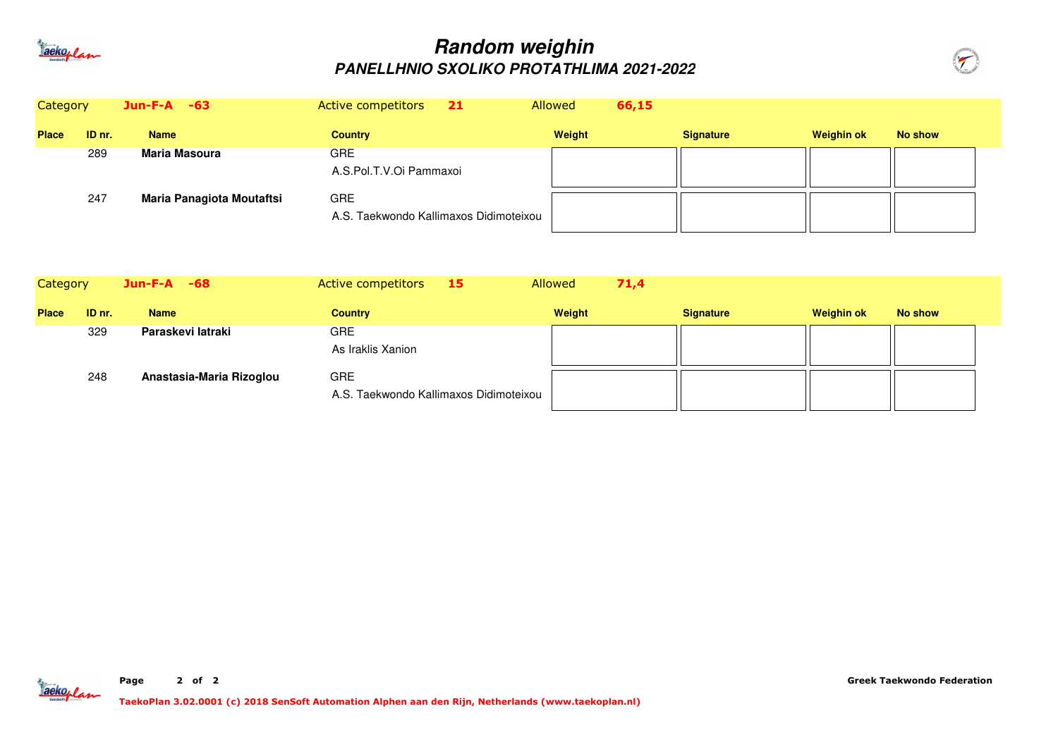# *Random weighin*

## *PANELLHNIO SXOLIKO PROTATHLIMA 2021-2022*

| Category | Jun-F-A -63 | | Active competitors 21 | Allowed 66,15 | | | |
|---|---|---|---|---|---|---|---|
| **Place** | **ID nr.** | **Name** | **Country** | **Weight** | **Signature** | **Weighin ok** | **No show** |
| | 289 | **Maria Masoura** | GRE<br>A.S.Pol.T.V.Oi Pammaxoi | | | | |
| | 247 | **Maria Panagiota Moutaftsi** | GRE<br>A.S. Taekwondo Kallimaxos Didimoteixou | | | | |

| Category | Jun-F-A -68 | | Active competitors 15 | Allowed 71,4 | | | |
|---|---|---|---|---|---|---|---|
| **Place** | **ID nr.** | **Name** | **Country** | **Weight** | **Signature** | **Weighin ok** | **No show** |
| | 329 | **Paraskevi Iatraki** | GRE<br>As Iraklis Xanion | | | | |
| | 248 | **Anastasia-Maria Rizoglou** | GRE<br>A.S. Taekwondo Kallimaxos Didimoteixou | | | | |

Greek Taekwondo Federation

TaekoPlan 3.02.0001 (c) 2018 SenSoft Automation Alphen aan den Rijn, Netherlands (www.taekoplan.nl)